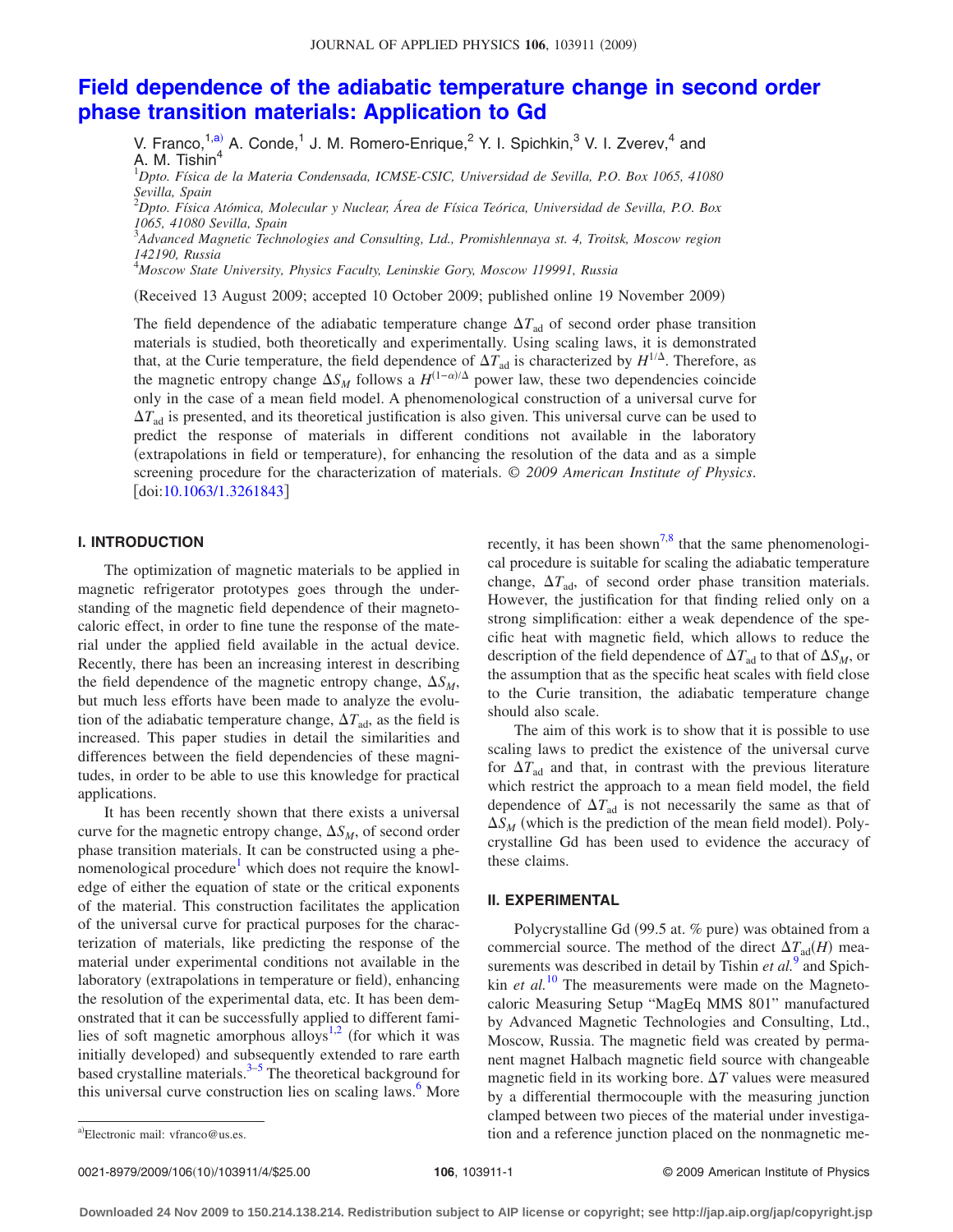# Field dependence of the adiabatic temperature change in second order phase transition materials: Application to Gd

V. Franco,[1,a] A. Conde,[1] J. M. Romero-Enrique,[2] Y. I. Spichkin,[3] V. I. Zverev,[4] and A. M. Tishin[4]

[1] *Dpto. Física de la Materia Condensada, ICMSE-CSIC, Universidad de Sevilla, P.O. Box 1065, 41080 Sevilla, Spain*

[2] *Dpto. Física Atómica, Molecular y Nuclear, Área de Física Teórica, Universidad de Sevilla, P.O. Box 1065, 41080 Sevilla, Spain*

[3] *Advanced Magnetic Technologies and Consulting, Ltd., Promishlennaya st. 4, Troitsk, Moscow region 142190, Russia*

[4] *Moscow State University, Physics Faculty, Leninskie Gory, Moscow 119991, Russia*

(Received 13 August 2009; accepted 10 October 2009; published online 19 November 2009)

The field dependence of the adiabatic temperature change $\Delta T_{ad}$ of second order phase transition materials is studied, both theoretically and experimentally. Using scaling laws, it is demonstrated that, at the Curie temperature, the field dependence of $\Delta T_{ad}$ is characterized by $H^{1/\Delta}$. Therefore, as the magnetic entropy change $\Delta S_M$ follows a $H^{(1-\alpha)/\Delta}$ power law, these two dependencies coincide only in the case of a mean field model. A phenomenological construction of a universal curve for $\Delta T_{ad}$ is presented, and its theoretical justification is also given. This universal curve can be used to predict the response of materials in different conditions not available in the laboratory (extrapolations in field or temperature), for enhancing the resolution of the data and as a simple screening procedure for the characterization of materials. © *2009 American Institute of Physics*. [doi:10.1063/1.3261843]

## I. INTRODUCTION

The optimization of magnetic materials to be applied in magnetic refrigerator prototypes goes through the understanding of the magnetic field dependence of their magnetocaloric effect, in order to fine tune the response of the material under the applied field available in the actual device. Recently, there has been an increasing interest in describing the field dependence of the magnetic entropy change, $\Delta S_M$, but much less efforts have been made to analyze the evolution of the adiabatic temperature change, $\Delta T_{ad}$, as the field is increased. This paper studies in detail the similarities and differences between the field dependencies of these magnitudes, in order to be able to use this knowledge for practical applications.

It has been recently shown that there exists a universal curve for the magnetic entropy change, $\Delta S_M$, of second order phase transition materials. It can be constructed using a phenomenological procedure[1] which does not require the knowledge of either the equation of state or the critical exponents of the material. This construction facilitates the application of the universal curve for practical purposes for the characterization of materials, like predicting the response of the material under experimental conditions not available in the laboratory (extrapolations in temperature or field), enhancing the resolution of the experimental data, etc. It has been demonstrated that it can be successfully applied to different families of soft magnetic amorphous alloys[1,2] (for which it was initially developed) and subsequently extended to rare earth based crystalline materials.[3–5] The theoretical background for this universal curve construction lies on scaling laws.[6] More recently, it has been shown[7,8] that the same phenomenological procedure is suitable for scaling the adiabatic temperature change, $\Delta T_{ad}$, of second order phase transition materials. However, the justification for that finding relied only on a strong simplification: either a weak dependence of the specific heat with magnetic field, which allows to reduce the description of the field dependence of $\Delta T_{ad}$ to that of $\Delta S_M$, or the assumption that as the specific heat scales with field close to the Curie transition, the adiabatic temperature change should also scale.

The aim of this work is to show that it is possible to use scaling laws to predict the existence of the universal curve for $\Delta T_{ad}$ and that, in contrast with the previous literature which restrict the approach to a mean field model, the field dependence of $\Delta T_{ad}$ is not necessarily the same as that of $\Delta S_M$ (which is the prediction of the mean field model). Polycrystalline Gd has been used to evidence the accuracy of these claims.

## II. EXPERIMENTAL

Polycrystalline Gd (99.5 at. % pure) was obtained from a commercial source. The method of the direct $\Delta T_{ad}(H)$ measurements was described in detail by Tishin *et al.*[9] and Spichkin *et al.*[10] The measurements were made on the Magnetocaloric Measuring Setup "MagEq MMS 801" manufactured by Advanced Magnetic Technologies and Consulting, Ltd., Moscow, Russia. The magnetic field was created by permanent magnet Halbach magnetic field source with changeable magnetic field in its working bore. $\Delta T$ values were measured by a differential thermocouple with the measuring junction clamped between two pieces of the material under investigation and a reference junction placed on the nonmagnetic me-

[a] Electronic mail: vfranco@us.es.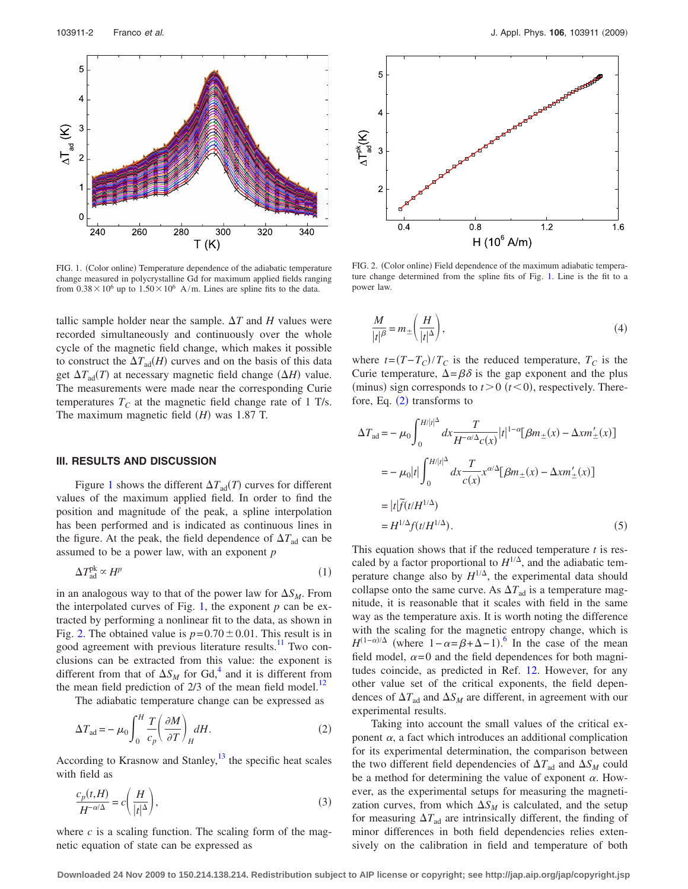FIG. 1. (Color online) Temperature dependence of the adiabatic temperature change measured in polycrystalline Gd for maximum applied fields ranging from $0.38\times10^6$ up to $1.50\times10^6$ A/m. Lines are spline fits to the data.

FIG. 2. (Color online) Field dependence of the maximum adiabatic temperature change determined from the spline fits of Fig. 1. Line is the fit to a power law.

tallic sample holder near the sample. $\Delta T$ and $H$ values were recorded simultaneously and continuously over the whole cycle of the magnetic field change, which makes it possible to construct the $\Delta T_{ad}(H)$ curves and on the basis of this data get $\Delta T_{ad}(T)$ at necessary magnetic field change ($\Delta H$) value. The measurements were made near the corresponding Curie temperatures $T_C$ at the magnetic field change rate of 1 T/s. The maximum magnetic field ($H$) was 1.87 T.

## III. RESULTS AND DISCUSSION

Figure 1 shows the different $\Delta T_{ad}(T)$ curves for different values of the maximum applied field. In order to find the position and magnitude of the peak, a spline interpolation has been performed and is indicated as continuous lines in the figure. At the peak, the field dependence of $\Delta T_{ad}$ can be assumed to be a power law, with an exponent $p$

$$\Delta T_{ad}^{pk} \propto H^p \tag{1}$$

in an analogous way to that of the power law for $\Delta S_M$. From the interpolated curves of Fig. 1, the exponent $p$ can be extracted by performing a nonlinear fit to the data, as shown in Fig. 2. The obtained value is $p=0.70\pm0.01$. This result is in good agreement with previous literature results.[11] Two conclusions can be extracted from this value: the exponent is different from that of $\Delta S_M$ for Gd,[4] and it is different from the mean field prediction of 2/3 of the mean field model.[12]

The adiabatic temperature change can be expressed as

$$\Delta T_{ad} = -\mu_0 \int_0^H \frac{T}{c_p}\left(\frac{\partial M}{\partial T}\right)_H dH. \tag{2}$$

According to Krasnow and Stanley,[13] the specific heat scales with field as

$$\frac{c_p(t,H)}{H^{-\alpha/\Delta}} = c\left(\frac{H}{|t|^{\Delta}}\right), \tag{3}$$

where $c$ is a scaling function. The scaling form of the magnetic equation of state can be expressed as

$$\frac{M}{|t|^{\beta}} = m_{\pm}\left(\frac{H}{|t|^{\Delta}}\right), \tag{4}$$

where $t=(T-T_C)/T_C$ is the reduced temperature, $T_C$ is the Curie temperature, $\Delta=\beta\delta$ is the gap exponent and the plus (minus) sign corresponds to $t>0$ ($t<0$), respectively. Therefore, Eq. (2) transforms to

$$\begin{aligned}
\Delta T_{ad} &= -\mu_0 \int_0^{H/|t|^{\Delta}} dx \frac{T}{H^{-\alpha/\Delta} c(x)} |t|^{1-\alpha}[\beta m_{\pm}(x) - \Delta x m'_{\pm}(x)] \\
&= -\mu_0 |t| \int_0^{H/|t|^{\Delta}} dx \frac{T}{c(x)} x^{\alpha/\Delta}[\beta m_{\pm}(x) - \Delta x m'_{\pm}(x)] \\
&= |t| \tilde{f}(t/H^{1/\Delta}) \\
&= H^{1/\Delta} f(t/H^{1/\Delta}).
\end{aligned} \tag{5}$$

This equation shows that if the reduced temperature $t$ is rescaled by a factor proportional to $H^{1/\Delta}$, and the adiabatic temperature change also by $H^{1/\Delta}$, the experimental data should collapse onto the same curve. As $\Delta T_{ad}$ is a temperature magnitude, it is reasonable that it scales with field in the same way as the temperature axis. It is worth noting the difference with the scaling for the magnetic entropy change, which is $H^{(1-\alpha)/\Delta}$ (where $1-\alpha=\beta+\Delta-1$).[6] In the case of the mean field model, $\alpha=0$ and the field dependences for both magnitudes coincide, as predicted in Ref. 12. However, for any other value set of the critical exponents, the field dependences of $\Delta T_{ad}$ and $\Delta S_M$ are different, in agreement with our experimental results.

Taking into account the small values of the critical exponent $\alpha$, a fact which introduces an additional complication for its experimental determination, the comparison between the two different field dependencies of $\Delta T_{ad}$ and $\Delta S_M$ could be a method for determining the value of exponent $\alpha$. However, as the experimental setups for measuring the magnetization curves, from which $\Delta S_M$ is calculated, and the setup for measuring $\Delta T_{ad}$ are intrinsically different, the finding of minor differences in both field dependencies relies extensively on the calibration in field and temperature of both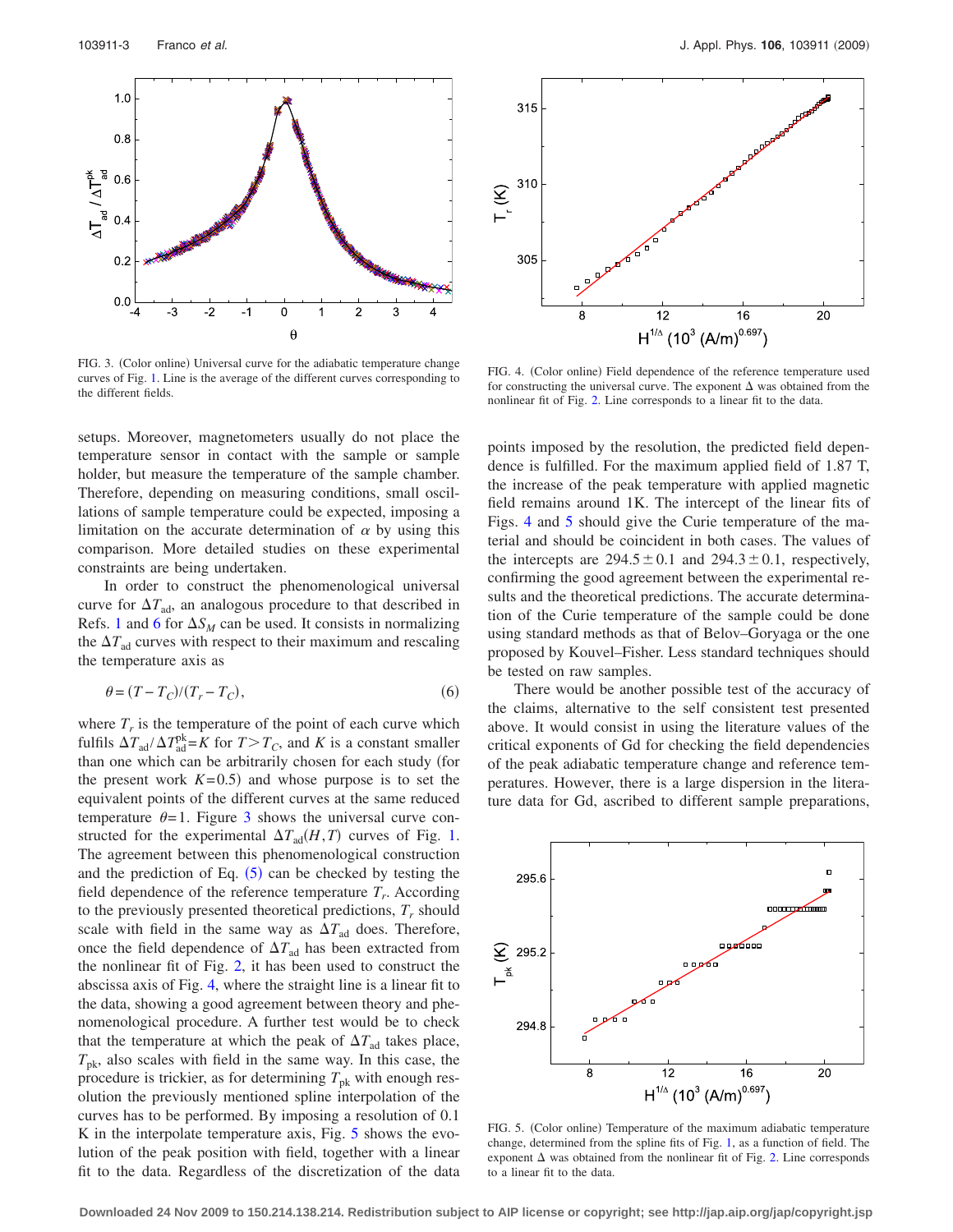FIG. 3. (Color online) Universal curve for the adiabatic temperature change curves of Fig. 1. Line is the average of the different curves corresponding to the different fields.

FIG. 4. (Color online) Field dependence of the reference temperature used for constructing the universal curve. The exponent $\Delta$ was obtained from the nonlinear fit of Fig. 2. Line corresponds to a linear fit to the data.

setups. Moreover, magnetometers usually do not place the temperature sensor in contact with the sample or sample holder, but measure the temperature of the sample chamber. Therefore, depending on measuring conditions, small oscillations of sample temperature could be expected, imposing a limitation on the accurate determination of $\alpha$ by using this comparison. More detailed studies on these experimental constraints are being undertaken.

In order to construct the phenomenological universal curve for $\Delta T_{ad}$, an analogous procedure to that described in Refs. 1 and 6 for $\Delta S_M$ can be used. It consists in normalizing the $\Delta T_{ad}$ curves with respect to their maximum and rescaling the temperature axis as

$$\theta = (T - T_C)/(T_r - T_C), \qquad (6)$$

where $T_r$ is the temperature of the point of each curve which fulfils $\Delta T_{ad}/\Delta T_{ad}^{pk} = K$ for $T > T_C$, and $K$ is a constant smaller than one which can be arbitrarily chosen for each study (for the present work $K=0.5$) and whose purpose is to set the equivalent points of the different curves at the same reduced temperature $\theta=1$. Figure 3 shows the universal curve constructed for the experimental $\Delta T_{ad}(H,T)$ curves of Fig. 1. The agreement between this phenomenological construction and the prediction of Eq. (5) can be checked by testing the field dependence of the reference temperature $T_r$. According to the previously presented theoretical predictions, $T_r$ should scale with field in the same way as $\Delta T_{ad}$ does. Therefore, once the field dependence of $\Delta T_{ad}$ has been extracted from the nonlinear fit of Fig. 2, it has been used to construct the abscissa axis of Fig. 4, where the straight line is a linear fit to the data, showing a good agreement between theory and phenomenological procedure. A further test would be to check that the temperature at which the peak of $\Delta T_{ad}$ takes place, $T_{pk}$, also scales with field in the same way. In this case, the procedure is trickier, as for determining $T_{pk}$ with enough resolution the previously mentioned spline interpolation of the curves has to be performed. By imposing a resolution of 0.1 K in the interpolate temperature axis, Fig. 5 shows the evolution of the peak position with field, together with a linear fit to the data. Regardless of the discretization of the data points imposed by the resolution, the predicted field dependence is fulfilled. For the maximum applied field of 1.87 T, the increase of the peak temperature with applied magnetic field remains around 1K. The intercept of the linear fits of Figs. 4 and 5 should give the Curie temperature of the material and should be coincident in both cases. The values of the intercepts are $294.5 \pm 0.1$ and $294.3 \pm 0.1$, respectively, confirming the good agreement between the experimental results and the theoretical predictions. The accurate determination of the Curie temperature of the sample could be done using standard methods as that of Belov–Goryaga or the one proposed by Kouvel–Fisher. Less standard techniques should be tested on raw samples.

There would be another possible test of the accuracy of the claims, alternative to the self consistent test presented above. It would consist in using the literature values of the critical exponents of Gd for checking the field dependencies of the peak adiabatic temperature change and reference temperatures. However, there is a large dispersion in the literature data for Gd, ascribed to different sample preparations,

FIG. 5. (Color online) Temperature of the maximum adiabatic temperature change, determined from the spline fits of Fig. 1, as a function of field. The exponent $\Delta$ was obtained from the nonlinear fit of Fig. 2. Line corresponds to a linear fit to the data.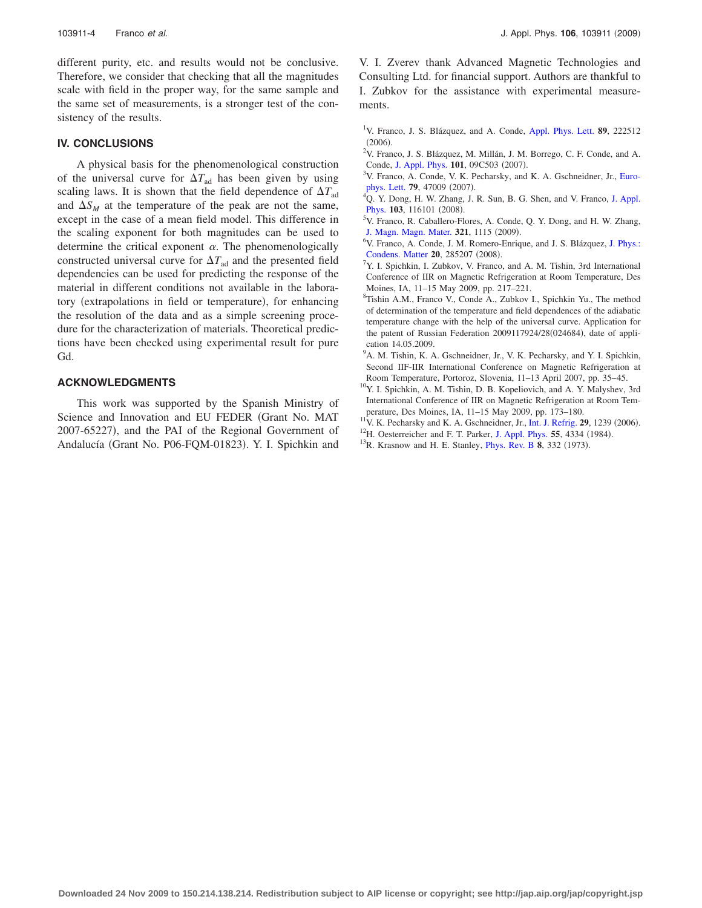different purity, etc. and results would not be conclusive. Therefore, we consider that checking that all the magnitudes scale with field in the proper way, for the same sample and the same set of measurements, is a stronger test of the consistency of the results.

## IV. CONCLUSIONS

A physical basis for the phenomenological construction of the universal curve for $\Delta T_{ad}$ has been given by using scaling laws. It is shown that the field dependence of $\Delta T_{ad}$ and $\Delta S_M$ at the temperature of the peak are not the same, except in the case of a mean field model. This difference in the scaling exponent for both magnitudes can be used to determine the critical exponent $\alpha$. The phenomenologically constructed universal curve for $\Delta T_{ad}$ and the presented field dependencies can be used for predicting the response of the material in different conditions not available in the laboratory (extrapolations in field or temperature), for enhancing the resolution of the data and as a simple screening procedure for the characterization of materials. Theoretical predictions have been checked using experimental result for pure Gd.

## ACKNOWLEDGMENTS

This work was supported by the Spanish Ministry of Science and Innovation and EU FEDER (Grant No. MAT 2007-65227), and the PAI of the Regional Government of Andalucía (Grant No. P06-FQM-01823). Y. I. Spichkin and V. I. Zverev thank Advanced Magnetic Technologies and Consulting Ltd. for financial support. Authors are thankful to I. Zubkov for the assistance with experimental measurements.

[1] V. Franco, J. S. Blázquez, and A. Conde, Appl. Phys. Lett. **89**, 222512 (2006).
[2] V. Franco, J. S. Blázquez, M. Millán, J. M. Borrego, C. F. Conde, and A. Conde, J. Appl. Phys. **101**, 09C503 (2007).
[3] V. Franco, A. Conde, V. K. Pecharsky, and K. A. Gschneidner, Jr., Europhys. Lett. **79**, 47009 (2007).
[4] Q. Y. Dong, H. W. Zhang, J. R. Sun, B. G. Shen, and V. Franco, J. Appl. Phys. **103**, 116101 (2008).
[5] V. Franco, R. Caballero-Flores, A. Conde, Q. Y. Dong, and H. W. Zhang, J. Magn. Magn. Mater. **321**, 1115 (2009).
[6] V. Franco, A. Conde, J. M. Romero-Enrique, and J. S. Blázquez, J. Phys.: Condens. Matter **20**, 285207 (2008).
[7] Y. I. Spichkin, I. Zubkov, V. Franco, and A. M. Tishin, 3rd International Conference of IIR on Magnetic Refrigeration at Room Temperature, Des Moines, IA, 11–15 May 2009, pp. 217–221.
[8] Tishin A.M., Franco V., Conde A., Zubkov I., Spichkin Yu., The method of determination of the temperature and field dependences of the adiabatic temperature change with the help of the universal curve. Application for the patent of Russian Federation 2009117924/28(024684), date of application 14.05.2009.
[9] A. M. Tishin, K. A. Gschneidner, Jr., V. K. Pecharsky, and Y. I. Spichkin, Second IIF-IIR International Conference on Magnetic Refrigeration at Room Temperature, Portoroz, Slovenia, 11–13 April 2007, pp. 35–45.
[10] Y. I. Spichkin, A. M. Tishin, D. B. Kopeliovich, and A. Y. Malyshev, 3rd International Conference of IIR on Magnetic Refrigeration at Room Temperature, Des Moines, IA, 11–15 May 2009, pp. 173–180.
[11] V. K. Pecharsky and K. A. Gschneidner, Jr., Int. J. Refrig. **29**, 1239 (2006).
[12] H. Oesterreicher and F. T. Parker, J. Appl. Phys. **55**, 4334 (1984).
[13] R. Krasnow and H. E. Stanley, Phys. Rev. B **8**, 332 (1973).